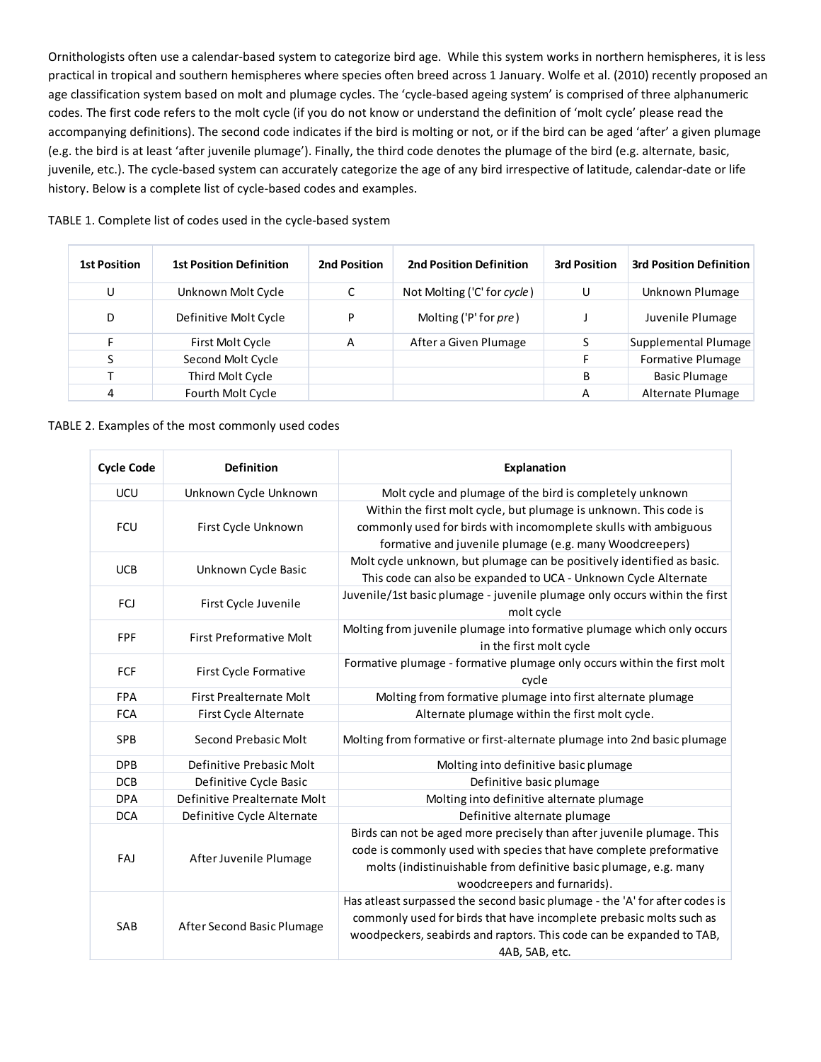Ornithologists often use a calendar-based system to categorize bird age. While this system works in northern hemispheres, it is less practical in tropical and southern hemispheres where species often breed across 1 January. Wolfe et al. (2010) recently proposed an age classification system based on molt and plumage cycles. The 'cycle-based ageing system' is comprised of three alphanumeric codes. The first code refers to the molt cycle (if you do not know or understand the definition of 'molt cycle' please read the accompanying definitions). The second code indicates if the bird is molting or not, or if the bird can be aged 'after' a given plumage (e.g. the bird is at least 'after juvenile plumage'). Finally, the third code denotes the plumage of the bird (e.g. alternate, basic, juvenile, etc.). The cycle-based system can accurately categorize the age of any bird irrespective of latitude, calendar-date or life history. Below is a complete list of cycle-based codes and examples.

TABLE 1. Complete list of codes used in the cycle-based system

| 1st Position | 1st Position Definition | 2nd Position | 2nd Position Definition | 3rd Position | 3rd Position Definition |
|---|---|---|---|---|---|
| U | Unknown Molt Cycle | C | Not Molting ('C' for *cycle*) | U | Unknown Plumage |
| D | Definitive Molt Cycle | P | Molting ('P' for *pre*) | J | Juvenile Plumage |
| F | First Molt Cycle | A | After a Given Plumage | S | Supplemental Plumage |
| S | Second Molt Cycle | | | F | Formative Plumage |
| T | Third Molt Cycle | | | B | Basic Plumage |
| 4 | Fourth Molt Cycle | | | A | Alternate Plumage |

TABLE 2. Examples of the most commonly used codes

| Cycle Code | Definition | Explanation |
|---|---|---|
| UCU | Unknown Cycle Unknown | Molt cycle and plumage of the bird is completely unknown |
| FCU | First Cycle Unknown | Within the first molt cycle, but plumage is unknown. This code is commonly used for birds with incomomplete skulls with ambiguous formative and juvenile plumage (e.g. many Woodcreepers) |
| UCB | Unknown Cycle Basic | Molt cycle unknown, but plumage can be positively identified as basic. This code can also be expanded to UCA - Unknown Cycle Alternate |
| FCJ | First Cycle Juvenile | Juvenile/1st basic plumage - juvenile plumage only occurs within the first molt cycle |
| FPF | First Preformative Molt | Molting from juvenile plumage into formative plumage which only occurs in the first molt cycle |
| FCF | First Cycle Formative | Formative plumage - formative plumage only occurs within the first molt cycle |
| FPA | First Prealternate Molt | Molting from formative plumage into first alternate plumage |
| FCA | First Cycle Alternate | Alternate plumage within the first molt cycle. |
| SPB | Second Prebasic Molt | Molting from formative or first-alternate plumage into 2nd basic plumage |
| DPB | Definitive Prebasic Molt | Molting into definitive basic plumage |
| DCB | Definitive Cycle Basic | Definitive basic plumage |
| DPA | Definitive Prealternate Molt | Molting into definitive alternate plumage |
| DCA | Definitive Cycle Alternate | Definitive alternate plumage |
| FAJ | After Juvenile Plumage | Birds can not be aged more precisely than after juvenile plumage. This code is commonly used with species that have complete preformative molts (indistinuishable from definitive basic plumage, e.g. many woodcreepers and furnarids). |
| SAB | After Second Basic Plumage | Has atleast surpassed the second basic plumage - the 'A' for after codes is commonly used for birds that have incomplete prebasic molts such as woodpeckers, seabirds and raptors. This code can be expanded to TAB, 4AB, 5AB, etc. |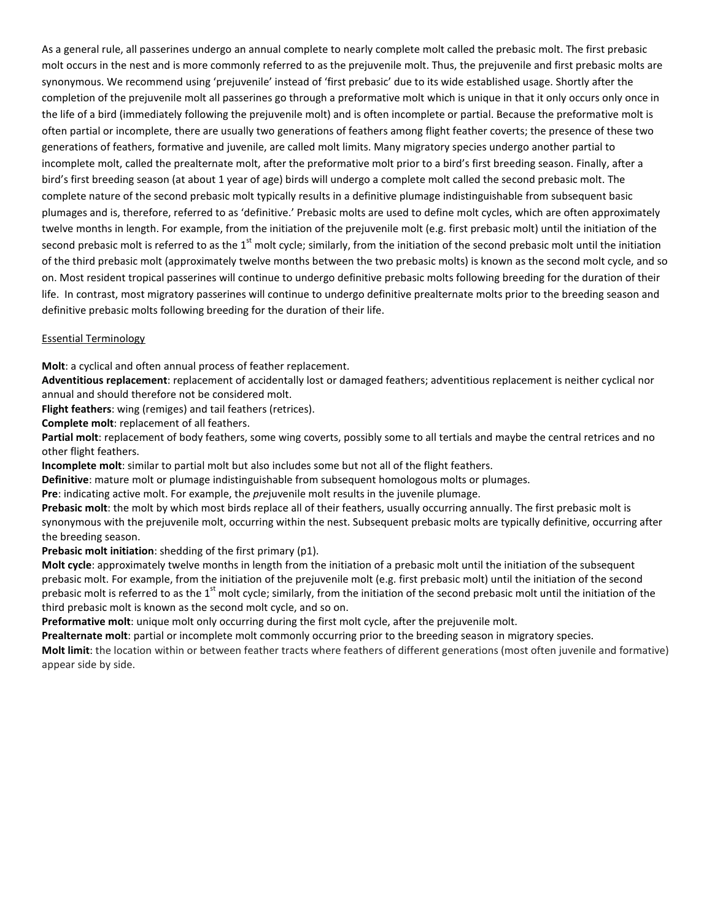As a general rule, all passerines undergo an annual complete to nearly complete molt called the prebasic molt. The first prebasic molt occurs in the nest and is more commonly referred to as the prejuvenile molt. Thus, the prejuvenile and first prebasic molts are synonymous. We recommend using 'prejuvenile' instead of 'first prebasic' due to its wide established usage. Shortly after the completion of the prejuvenile molt all passerines go through a preformative molt which is unique in that it only occurs only once in the life of a bird (immediately following the prejuvenile molt) and is often incomplete or partial. Because the preformative molt is often partial or incomplete, there are usually two generations of feathers among flight feather coverts; the presence of these two generations of feathers, formative and juvenile, are called molt limits. Many migratory species undergo another partial to incomplete molt, called the prealternate molt, after the preformative molt prior to a bird's first breeding season. Finally, after a bird's first breeding season (at about 1 year of age) birds will undergo a complete molt called the second prebasic molt. The complete nature of the second prebasic molt typically results in a definitive plumage indistinguishable from subsequent basic plumages and is, therefore, referred to as 'definitive.' Prebasic molts are used to define molt cycles, which are often approximately twelve months in length. For example, from the initiation of the prejuvenile molt (e.g. first prebasic molt) until the initiation of the second prebasic molt is referred to as the 1st molt cycle; similarly, from the initiation of the second prebasic molt until the initiation of the third prebasic molt (approximately twelve months between the two prebasic molts) is known as the second molt cycle, and so on. Most resident tropical passerines will continue to undergo definitive prebasic molts following breeding for the duration of their life. In contrast, most migratory passerines will continue to undergo definitive prealternate molts prior to the breeding season and definitive prebasic molts following breeding for the duration of their life.

<u>Essential Terminology</u>

**Molt**: a cyclical and often annual process of feather replacement.
**Adventitious replacement**: replacement of accidentally lost or damaged feathers; adventitious replacement is neither cyclical nor annual and should therefore not be considered molt.
**Flight feathers**: wing (remiges) and tail feathers (retrices).
**Complete molt**: replacement of all feathers.
**Partial molt**: replacement of body feathers, some wing coverts, possibly some to all tertials and maybe the central retrices and no other flight feathers.
**Incomplete molt**: similar to partial molt but also includes some but not all of the flight feathers.
**Definitive**: mature molt or plumage indistinguishable from subsequent homologous molts or plumages.
**Pre**: indicating active molt. For example, the *pre*juvenile molt results in the juvenile plumage.
**Prebasic molt**: the molt by which most birds replace all of their feathers, usually occurring annually. The first prebasic molt is synonymous with the prejuvenile molt, occurring within the nest. Subsequent prebasic molts are typically definitive, occurring after the breeding season.
**Prebasic molt initiation**: shedding of the first primary (p1).
**Molt cycle**: approximately twelve months in length from the initiation of a prebasic molt until the initiation of the subsequent prebasic molt. For example, from the initiation of the prejuvenile molt (e.g. first prebasic molt) until the initiation of the second prebasic molt is referred to as the 1st molt cycle; similarly, from the initiation of the second prebasic molt until the initiation of the third prebasic molt is known as the second molt cycle, and so on.
**Preformative molt**: unique molt only occurring during the first molt cycle, after the prejuvenile molt.
**Prealternate molt**: partial or incomplete molt commonly occurring prior to the breeding season in migratory species.
**Molt limit**: the location within or between feather tracts where feathers of different generations (most often juvenile and formative) appear side by side.